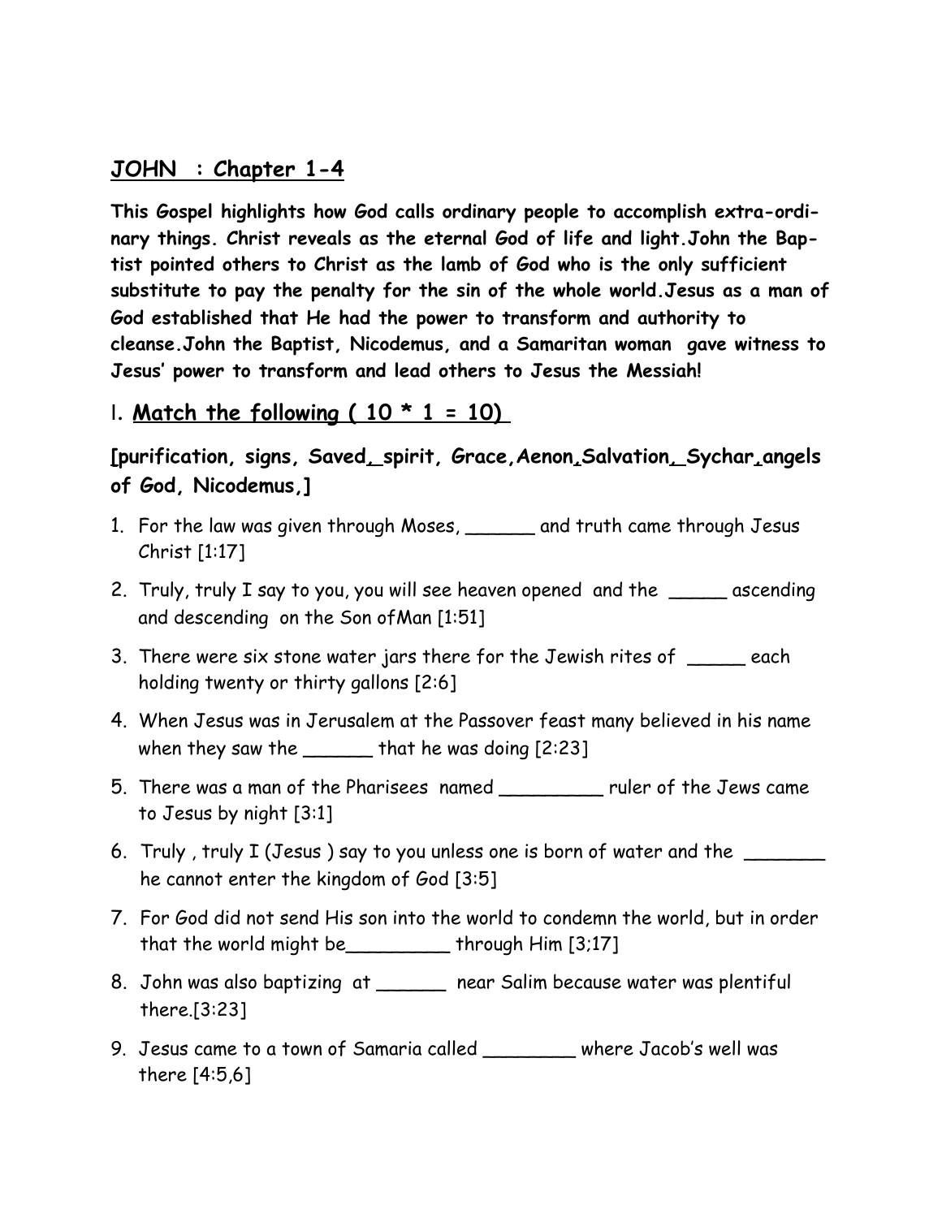## JOHN : Chapter 1-4

**This Gospel highlights how God calls ordinary people to accomplish extra-ordinary things. Christ reveals as the eternal God of life and light.John the Baptist pointed others to Christ as the lamb of God who is the only sufficient substitute to pay the penalty for the sin of the whole world.Jesus as a man of God established that He had the power to transform and authority to cleanse.John the Baptist, Nicodemus, and a Samaritan woman gave witness to Jesus' power to transform and lead others to Jesus the Messiah!**

### I. Match the following ( 10 * 1 = 10)

**[purification, signs, Saved, spirit, Grace,Aenon,Salvation, Sychar,angels of God, Nicodemus,]**

1. For the law was given through Moses, ______ and truth came through Jesus Christ [1:17]
2. Truly, truly I say to you, you will see heaven opened and the _____ ascending and descending on the Son ofMan [1:51]
3. There were six stone water jars there for the Jewish rites of _____ each holding twenty or thirty gallons [2:6]
4. When Jesus was in Jerusalem at the Passover feast many believed in his name when they saw the ______ that he was doing [2:23]
5. There was a man of the Pharisees named _________ ruler of the Jews came to Jesus by night [3:1]
6. Truly , truly I (Jesus ) say to you unless one is born of water and the _______ he cannot enter the kingdom of God [3:5]
7. For God did not send His son into the world to condemn the world, but in order that the world might be_________ through Him [3;17]
8. John was also baptizing at ______ near Salim because water was plentiful there.[3:23]
9. Jesus came to a town of Samaria called ________ where Jacob's well was there [4:5,6]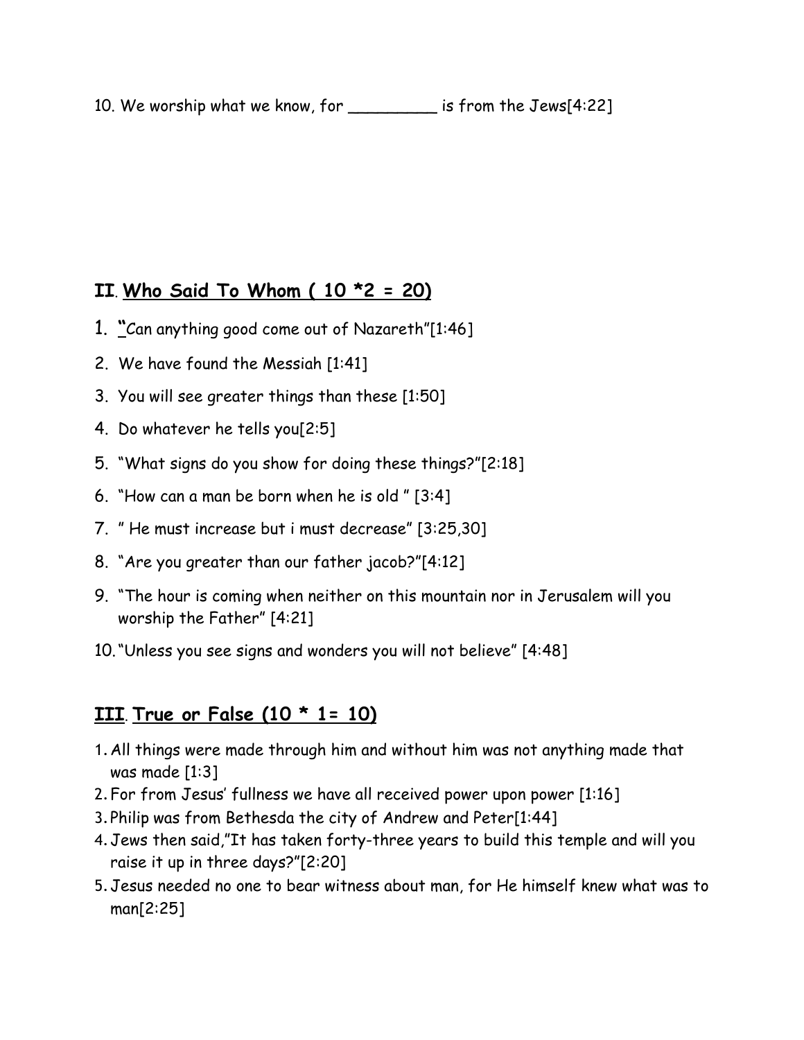10. We worship what we know, for _________ is from the Jews[4:22]

## II. Who Said To Whom ( 10 *2 = 20)

1. "Can anything good come out of Nazareth"[1:46]
2. We have found the Messiah [1:41]
3. You will see greater things than these [1:50]
4. Do whatever he tells you[2:5]
5. "What signs do you show for doing these things?"[2:18]
6. "How can a man be born when he is old " [3:4]
7. " He must increase but i must decrease" [3:25,30]
8. "Are you greater than our father jacob?"[4:12]
9. "The hour is coming when neither on this mountain nor in Jerusalem will you worship the Father" [4:21]
10. "Unless you see signs and wonders you will not believe" [4:48]

## III. True or False (10 * 1= 10)

1. All things were made through him and without him was not anything made that was made [1:3]
2. For from Jesus' fullness we have all received power upon power [1:16]
3. Philip was from Bethesda the city of Andrew and Peter[1:44]
4. Jews then said,"It has taken forty-three years to build this temple and will you raise it up in three days?"[2:20]
5. Jesus needed no one to bear witness about man, for He himself knew what was to man[2:25]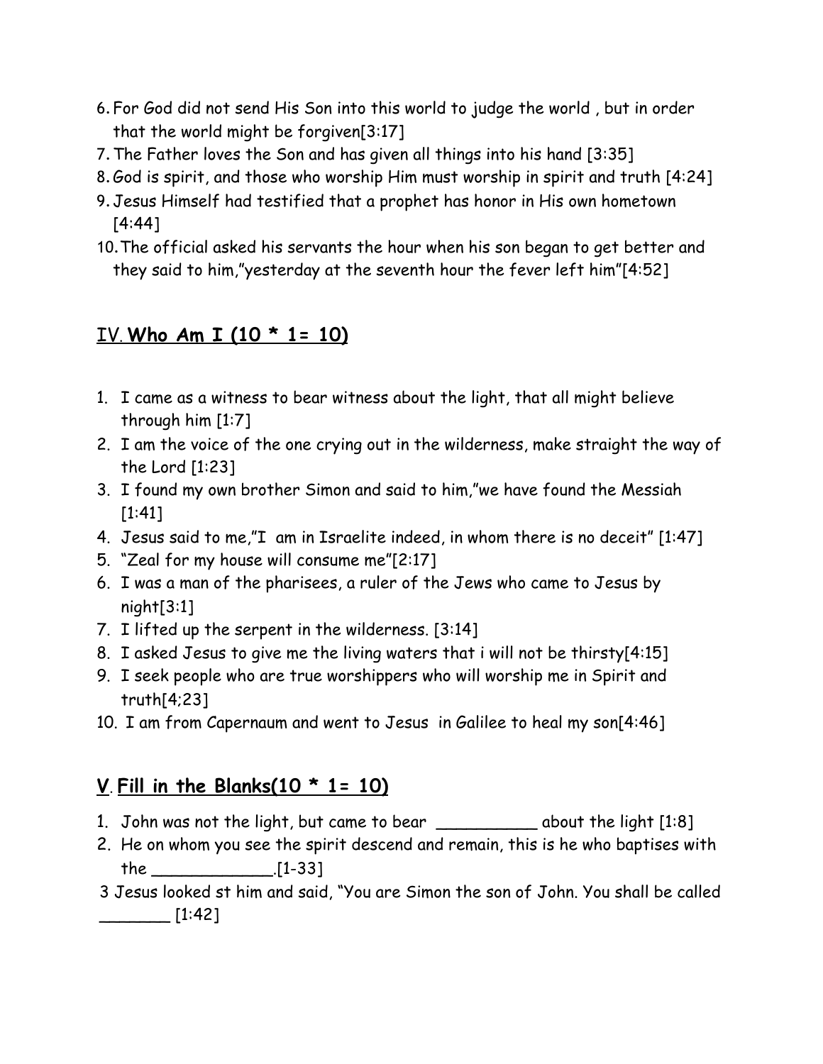6. For God did not send His Son into this world to judge the world , but in order that the world might be forgiven[3:17]
7. The Father loves the Son and has given all things into his hand [3:35]
8. God is spirit, and those who worship Him must worship in spirit and truth [4:24]
9. Jesus Himself had testified that a prophet has honor in His own hometown [4:44]
10. The official asked his servants the hour when his son began to get better and they said to him,"yesterday at the seventh hour the fever left him"[4:52]

## IV. Who Am I (10 * 1= 10)

1. I came as a witness to bear witness about the light, that all might believe through him [1:7]
2. I am the voice of the one crying out in the wilderness, make straight the way of the Lord [1:23]
3. I found my own brother Simon and said to him,"we have found the Messiah [1:41]
4. Jesus said to me,"I am in Israelite indeed, in whom there is no deceit" [1:47]
5. "Zeal for my house will consume me"[2:17]
6. I was a man of the pharisees, a ruler of the Jews who came to Jesus by night[3:1]
7. I lifted up the serpent in the wilderness. [3:14]
8. I asked Jesus to give me the living waters that i will not be thirsty[4:15]
9. I seek people who are true worshippers who will worship me in Spirit and truth[4;23]
10. I am from Capernaum and went to Jesus in Galilee to heal my son[4:46]

## V. Fill in the Blanks(10 * 1= 10)

1. John was not the light, but came to bear __________ about the light [1:8]
2. He on whom you see the spirit descend and remain, this is he who baptises with the ____________.[1-33]

3 Jesus looked st him and said, "You are Simon the son of John. You shall be called _______ [1:42]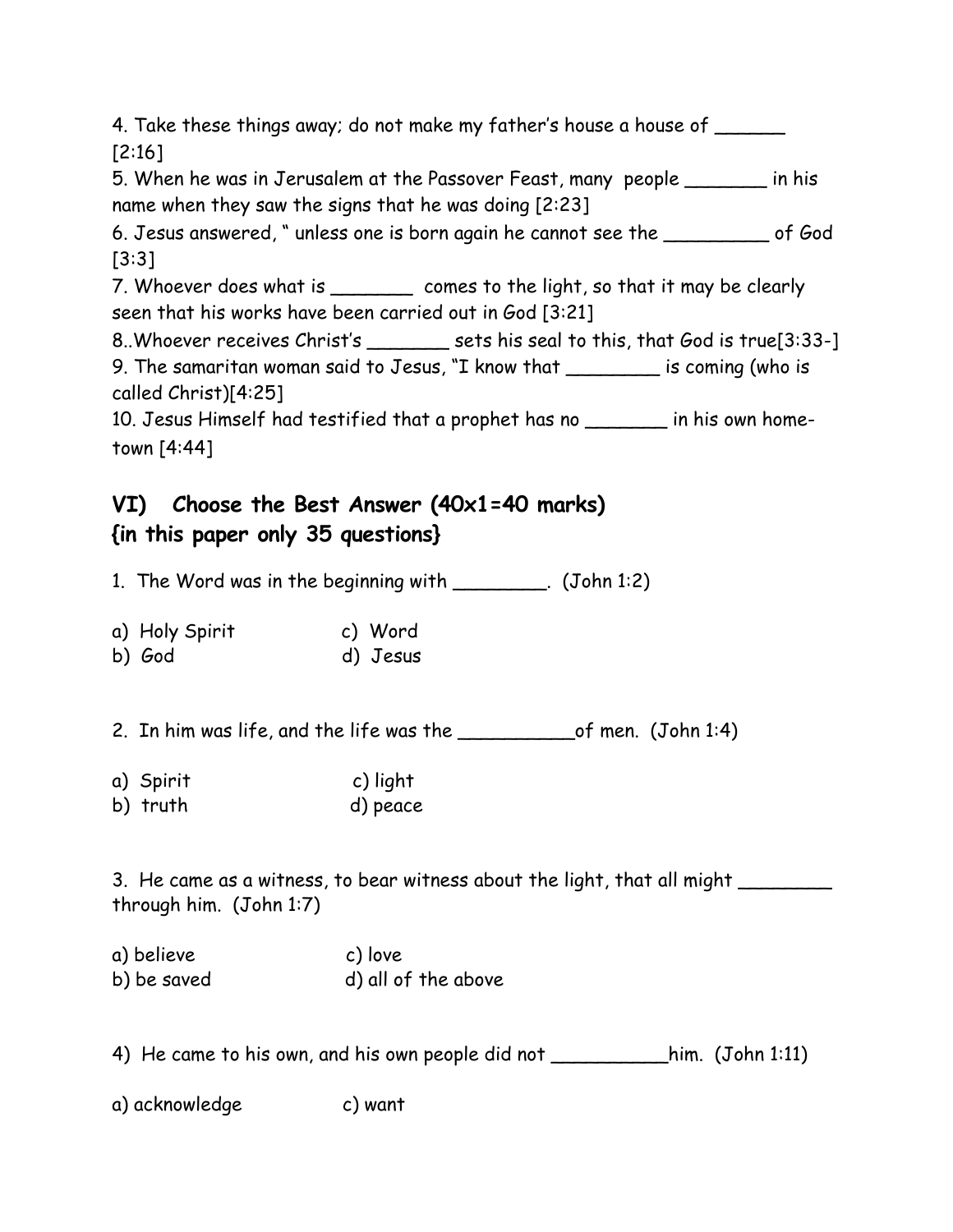4. Take these things away; do not make my father's house a house of ______ [2:16]
5. When he was in Jerusalem at the Passover Feast, many people _______ in his name when they saw the signs that he was doing [2:23]
6. Jesus answered, " unless one is born again he cannot see the _________ of God [3:3]
7. Whoever does what is _______ comes to the light, so that it may be clearly seen that his works have been carried out in God [3:21]
8..Whoever receives Christ's _______ sets his seal to this, that God is true[3:33-]
9. The samaritan woman said to Jesus, "I know that ________ is coming (who is called Christ)[4:25]
10. Jesus Himself had testified that a prophet has no _______ in his own home-town [4:44]

## VI) Choose the Best Answer (40x1=40 marks) {in this paper only 35 questions}

1. The Word was in the beginning with ________. (John 1:2)

a) Holy Spirit
b) God
c) Word
d) Jesus

2. In him was life, and the life was the __________of men. (John 1:4)

a) Spirit
b) truth
c) light
d) peace

3. He came as a witness, to bear witness about the light, that all might ________ through him. (John 1:7)

a) believe
b) be saved
c) love
d) all of the above

4) He came to his own, and his own people did not __________him. (John 1:11)

a) acknowledge
c) want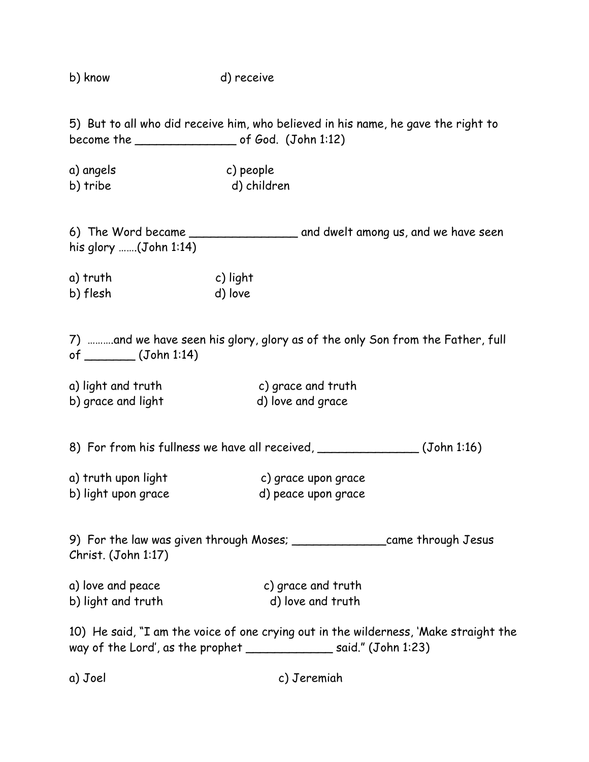b) know d) receive

5) But to all who did receive him, who believed in his name, he gave the right to become the ______________ of God. (John 1:12)

a) angels c) people
b) tribe d) children

6) The Word became _______________ and dwelt among us, and we have seen his glory …….(John 1:14)

a) truth c) light
b) flesh d) love

7) ……….and we have seen his glory, glory as of the only Son from the Father, full of _______ (John 1:14)

a) light and truth c) grace and truth
b) grace and light d) love and grace

8) For from his fullness we have all received, ______________ (John 1:16)

a) truth upon light c) grace upon grace
b) light upon grace d) peace upon grace

9) For the law was given through Moses; _____________came through Jesus Christ. (John 1:17)

a) love and peace c) grace and truth
b) light and truth d) love and truth

10) He said, "I am the voice of one crying out in the wilderness, 'Make straight the way of the Lord', as the prophet ____________ said." (John 1:23)

a) Joel c) Jeremiah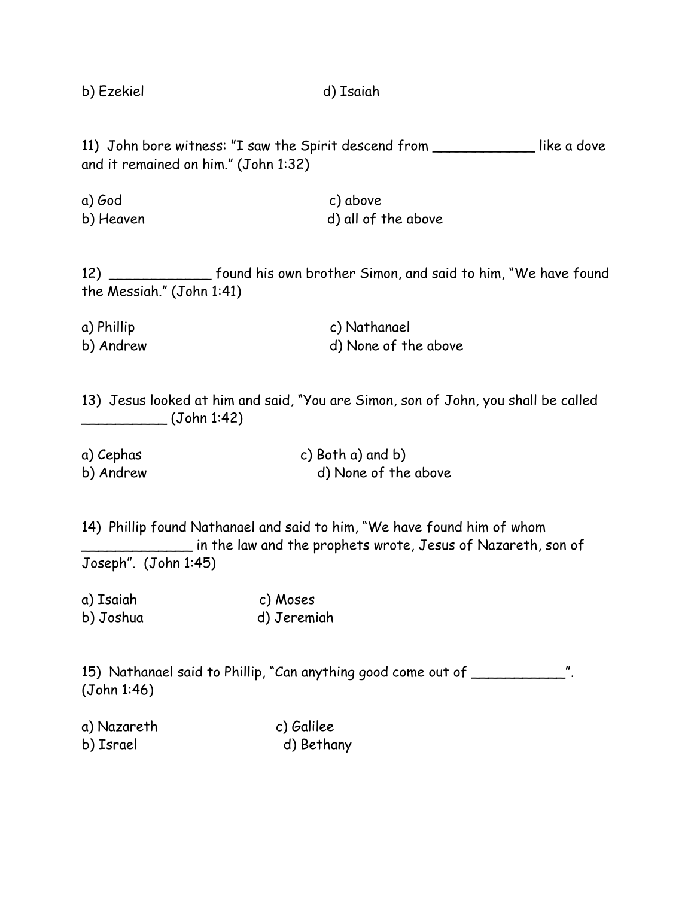b) Ezekiel d) Isaiah

11) John bore witness: "I saw the Spirit descend from ____________ like a dove and it remained on him." (John 1:32)

a) God c) above
b) Heaven d) all of the above

12) ____________ found his own brother Simon, and said to him, "We have found the Messiah." (John 1:41)

a) Phillip c) Nathanael
b) Andrew d) None of the above

13) Jesus looked at him and said, "You are Simon, son of John, you shall be called __________ (John 1:42)

a) Cephas c) Both a) and b)
b) Andrew d) None of the above

14) Phillip found Nathanael and said to him, "We have found him of whom _____________ in the law and the prophets wrote, Jesus of Nazareth, son of Joseph". (John 1:45)

a) Isaiah c) Moses
b) Joshua d) Jeremiah

15) Nathanael said to Phillip, "Can anything good come out of ___________". (John 1:46)

a) Nazareth c) Galilee
b) Israel d) Bethany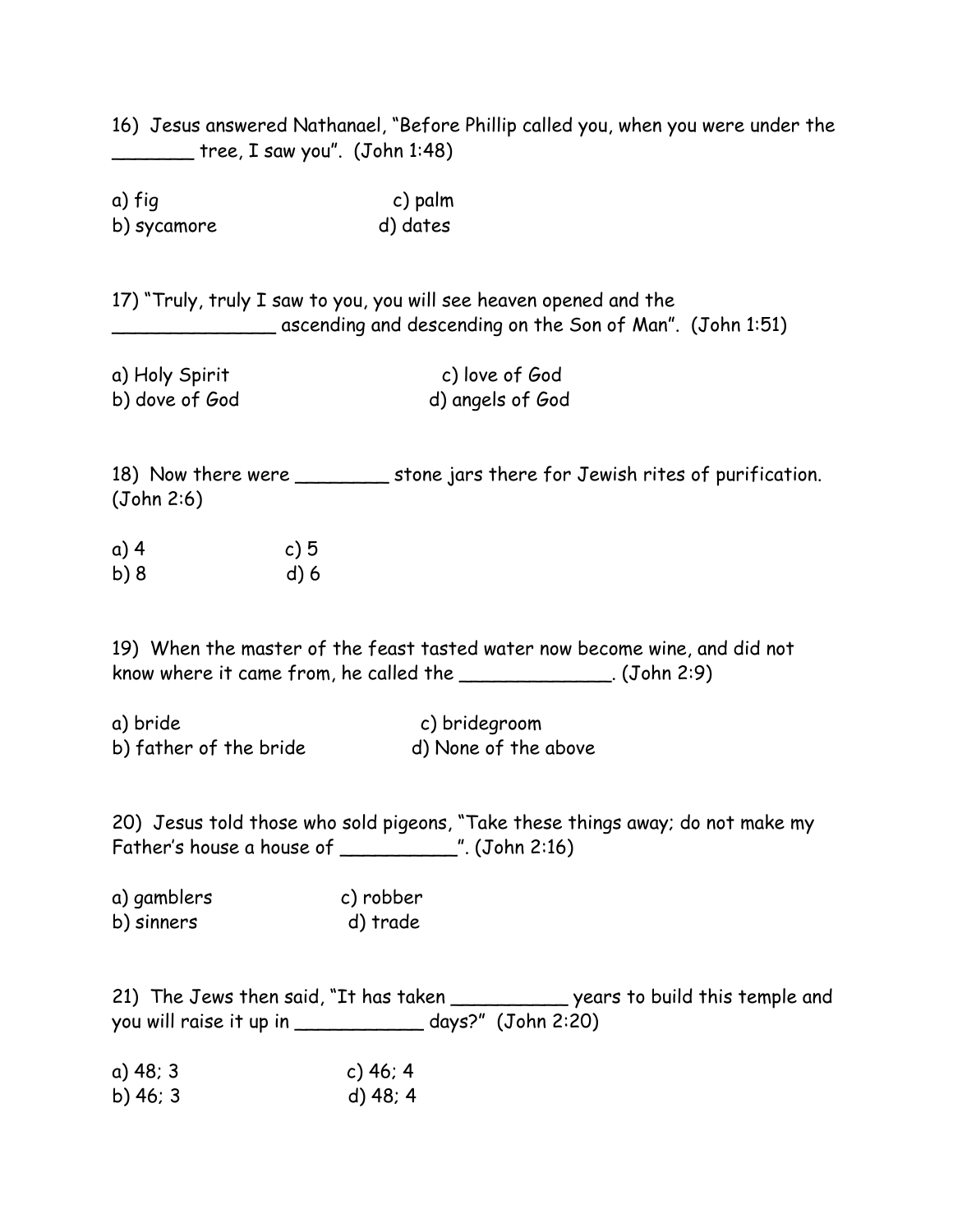16) Jesus answered Nathanael, "Before Phillip called you, when you were under the _______ tree, I saw you". (John 1:48)

a) fig
b) sycamore
c) palm
d) dates

17) "Truly, truly I saw to you, you will see heaven opened and the ______________ ascending and descending on the Son of Man". (John 1:51)

a) Holy Spirit
b) dove of God
c) love of God
d) angels of God

18) Now there were ________ stone jars there for Jewish rites of purification. (John 2:6)

a) 4
b) 8
c) 5
d) 6

19) When the master of the feast tasted water now become wine, and did not know where it came from, he called the _____________. (John 2:9)

a) bride
b) father of the bride
c) bridegroom
d) None of the above

20) Jesus told those who sold pigeons, "Take these things away; do not make my Father's house a house of __________". (John 2:16)

a) gamblers
b) sinners
c) robber
d) trade

21) The Jews then said, "It has taken __________ years to build this temple and you will raise it up in ___________ days?" (John 2:20)

a) 48; 3
b) 46; 3
c) 46; 4
d) 48; 4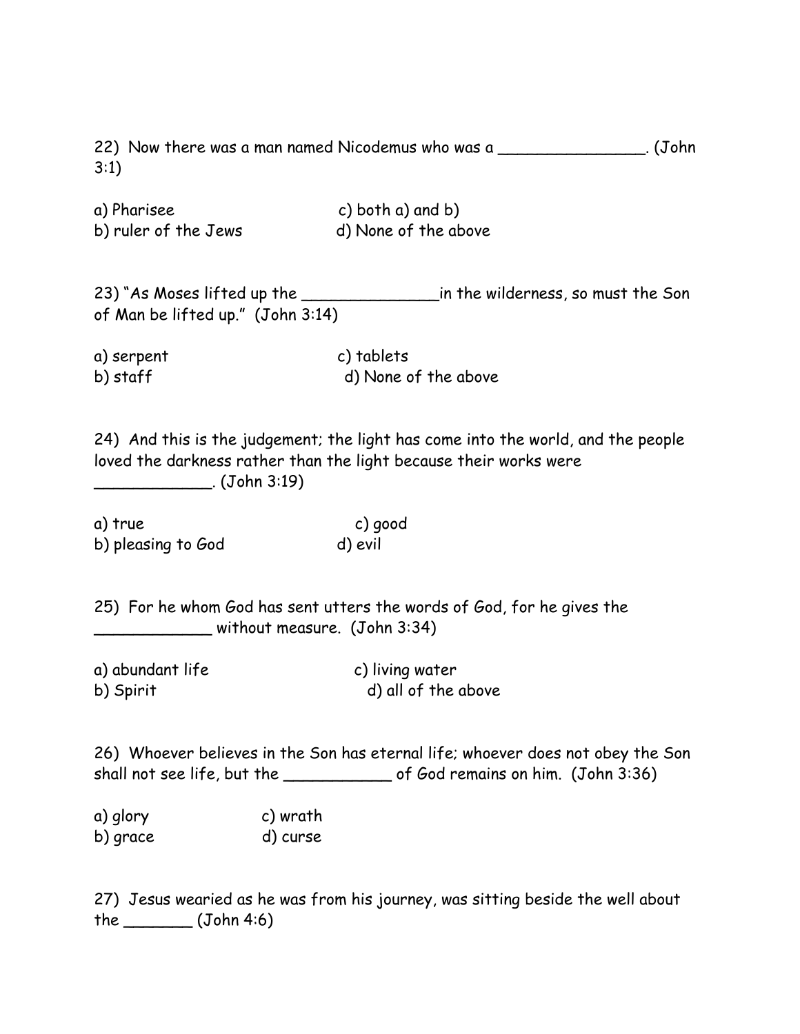22) Now there was a man named Nicodemus who was a _______________. (John 3:1)

a) Pharisee  
b) ruler of the Jews  
c) both a) and b)  
d) None of the above

23) "As Moses lifted up the ______________in the wilderness, so must the Son of Man be lifted up." (John 3:14)

a) serpent  
b) staff  
c) tablets  
d) None of the above

24) And this is the judgement; the light has come into the world, and the people loved the darkness rather than the light because their works were ____________. (John 3:19)

a) true  
b) pleasing to God  
c) good  
d) evil

25) For he whom God has sent utters the words of God, for he gives the ____________ without measure. (John 3:34)

a) abundant life  
b) Spirit  
c) living water  
d) all of the above

26) Whoever believes in the Son has eternal life; whoever does not obey the Son shall not see life, but the ___________ of God remains on him. (John 3:36)

a) glory  
b) grace  
c) wrath  
d) curse

27) Jesus wearied as he was from his journey, was sitting beside the well about the _______ (John 4:6)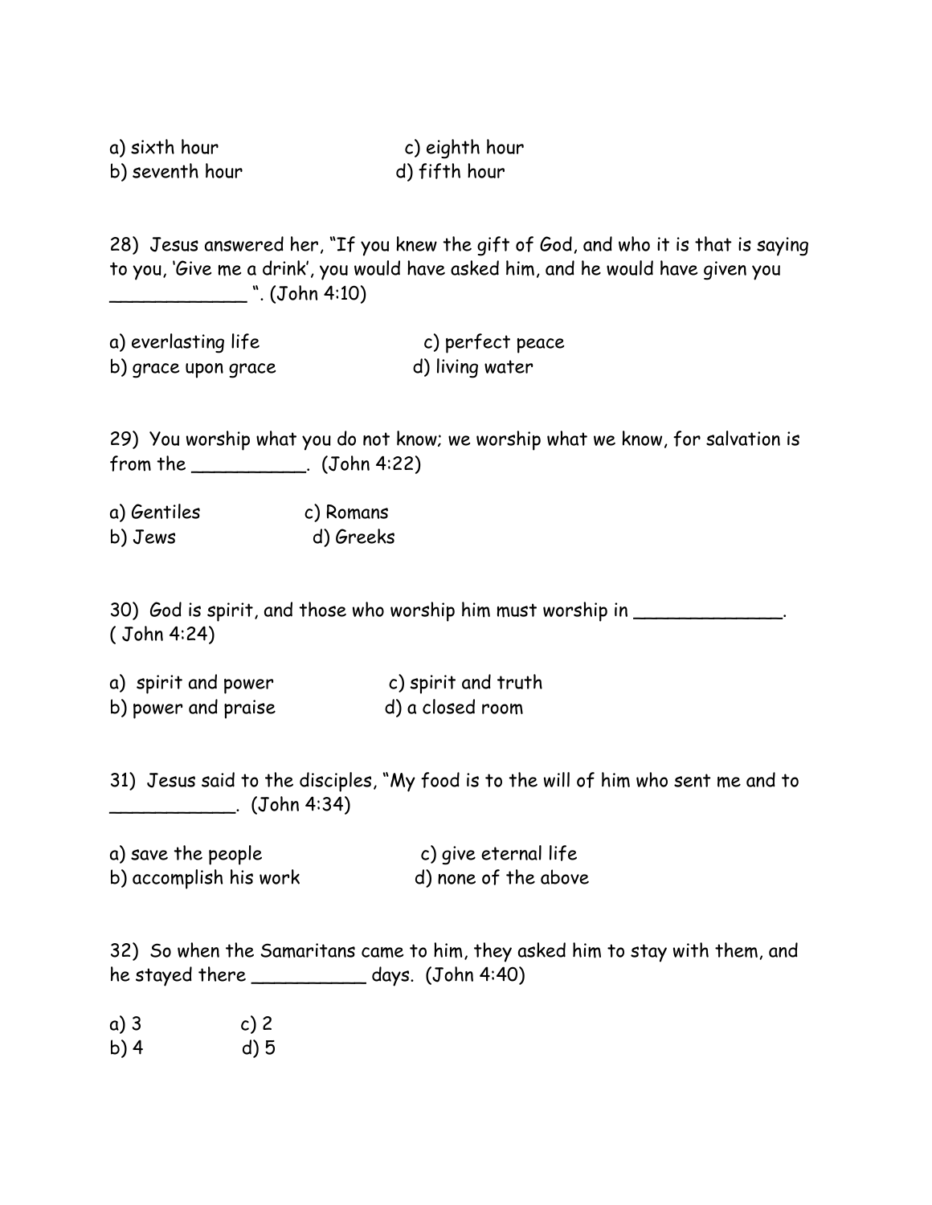a) sixth hour  
b) seventh hour  
c) eighth hour  
d) fifth hour

28) Jesus answered her, "If you knew the gift of God, and who it is that is saying to you, 'Give me a drink', you would have asked him, and he would have given you ____________ ". (John 4:10)

a) everlasting life  
b) grace upon grace  
c) perfect peace  
d) living water

29) You worship what you do not know; we worship what we know, for salvation is from the __________. (John 4:22)

a) Gentiles  
b) Jews  
c) Romans  
d) Greeks

30) God is spirit, and those who worship him must worship in _____________. ( John 4:24)

a) spirit and power  
b) power and praise  
c) spirit and truth  
d) a closed room

31) Jesus said to the disciples, "My food is to the will of him who sent me and to ___________. (John 4:34)

a) save the people  
b) accomplish his work  
c) give eternal life  
d) none of the above

32) So when the Samaritans came to him, they asked him to stay with them, and he stayed there __________ days. (John 4:40)

a) 3  
b) 4  
c) 2  
d) 5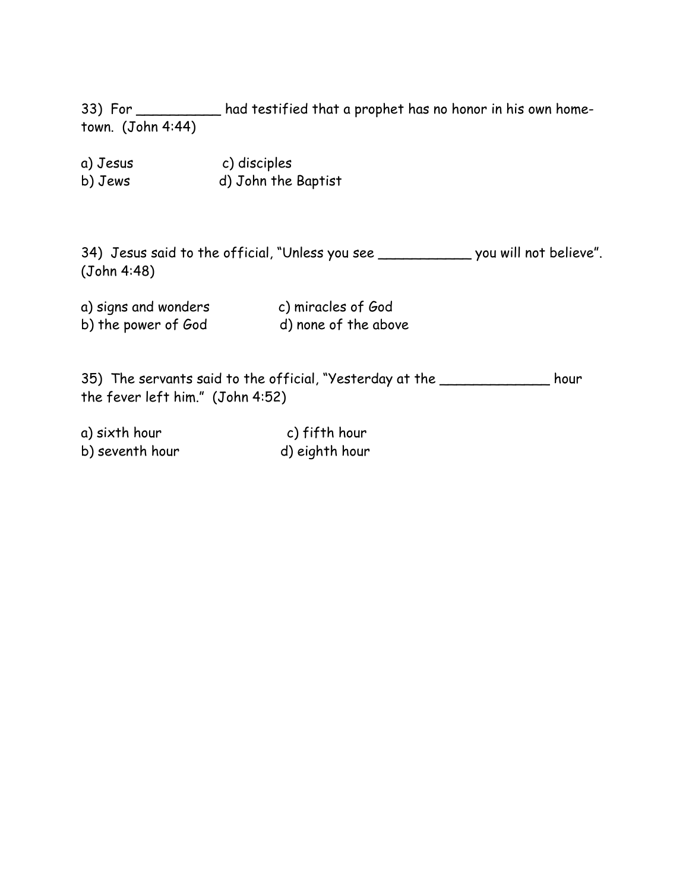33) For __________ had testified that a prophet has no honor in his own home-town. (John 4:44)

a) Jesus c) disciples
b) Jews d) John the Baptist

34) Jesus said to the official, "Unless you see ___________ you will not believe". (John 4:48)

a) signs and wonders c) miracles of God
b) the power of God d) none of the above

35) The servants said to the official, "Yesterday at the _____________ hour the fever left him." (John 4:52)

a) sixth hour c) fifth hour
b) seventh hour d) eighth hour